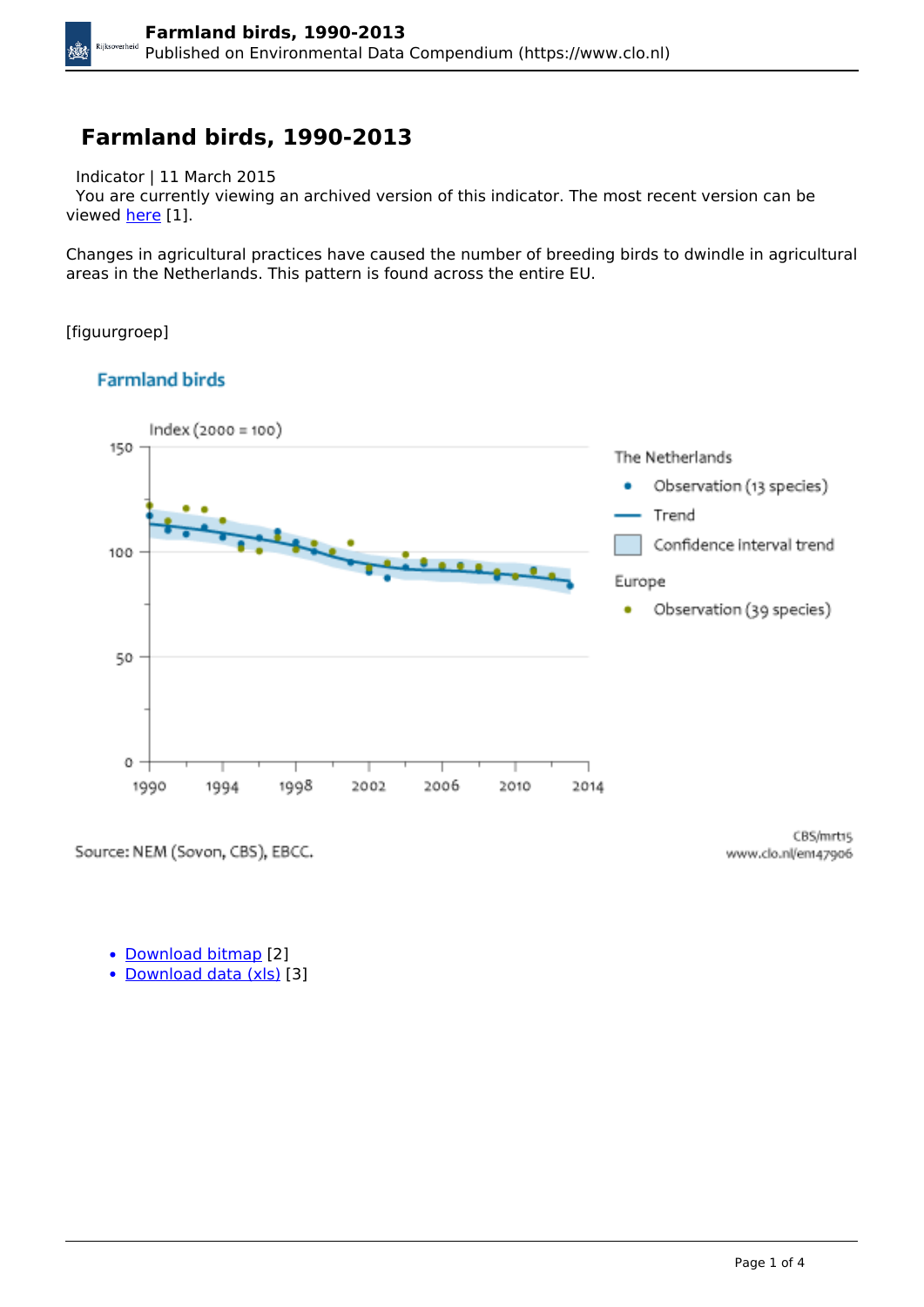# Farmland birds, 1990-2013

Indicator | 11 March 2015

You are currently viewing an archived version of this indicator. The most recent version can be viewed [here](#) [1].

Changes in agricultural practices have caused the number of breeding birds to dwindle in agricultural areas in the Netherlands. This pattern is found across the entire EU.

[figuurgroep]

**Farmland birds**

Index (2000 = 100)

The Netherlands
- Observation (13 species)
- Trend
- Confidence interval trend

Europe
- Observation (39 species)

Source: NEM (Sovon, CBS), EBCC.

CBS/mrt15
www.clo.nl/en147906

- [Download bitmap](#) [2]
- [Download data (xls)](#) [3]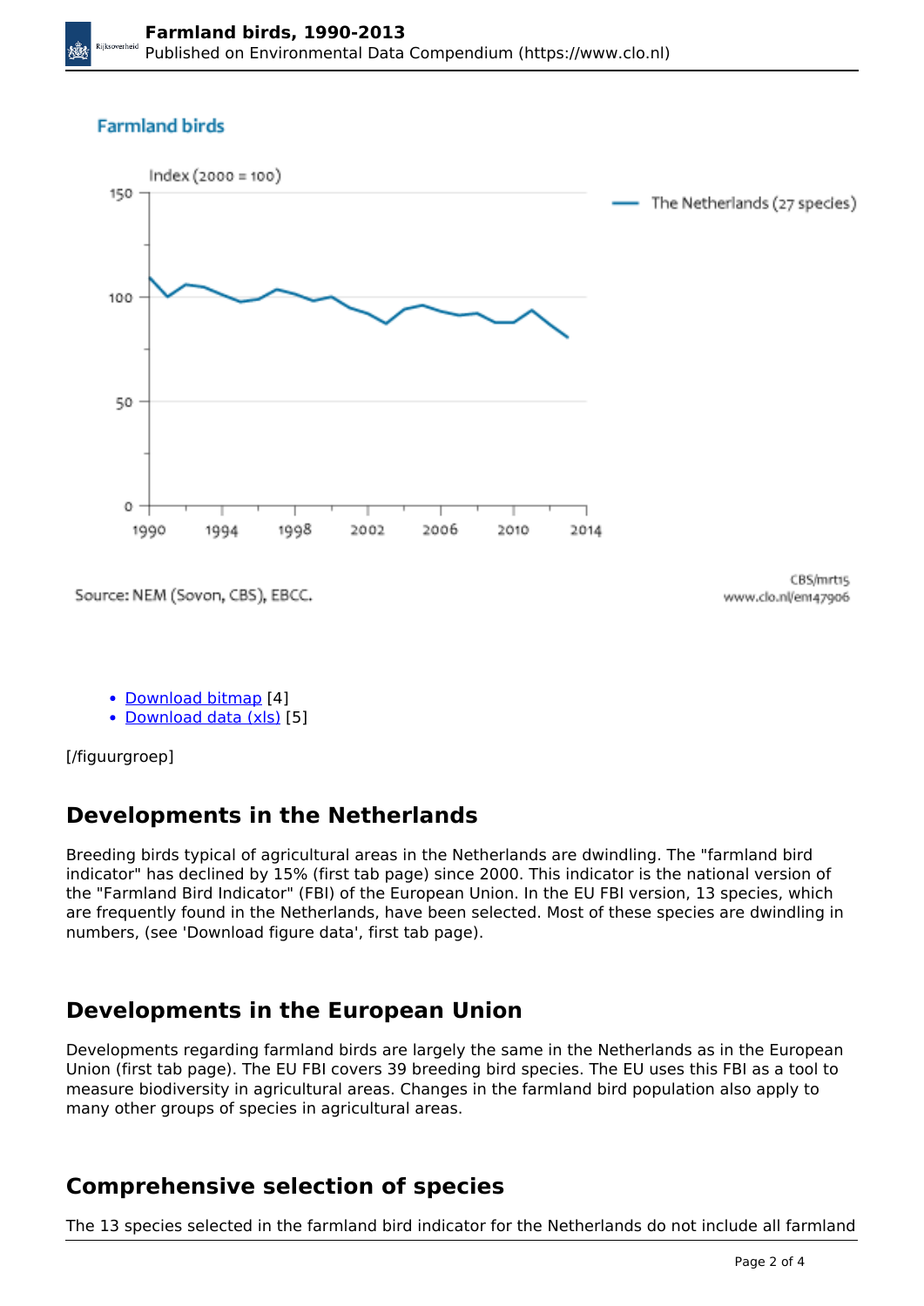Farmland birds

Index (2000 = 100)

The Netherlands (27 species)

Source: NEM (Sovon, CBS), EBCC.

CBS/mrt15
www.clo.nl/en147906

- Download bitmap [4]
- Download data (xls) [5]

[/figuurgroep]

## Developments in the Netherlands

Breeding birds typical of agricultural areas in the Netherlands are dwindling. The "farmland bird indicator" has declined by 15% (first tab page) since 2000. This indicator is the national version of the "Farmland Bird Indicator" (FBI) of the European Union. In the EU FBI version, 13 species, which are frequently found in the Netherlands, have been selected. Most of these species are dwindling in numbers, (see 'Download figure data', first tab page).

## Developments in the European Union

Developments regarding farmland birds are largely the same in the Netherlands as in the European Union (first tab page). The EU FBI covers 39 breeding bird species. The EU uses this FBI as a tool to measure biodiversity in agricultural areas. Changes in the farmland bird population also apply to many other groups of species in agricultural areas.

## Comprehensive selection of species

The 13 species selected in the farmland bird indicator for the Netherlands do not include all farmland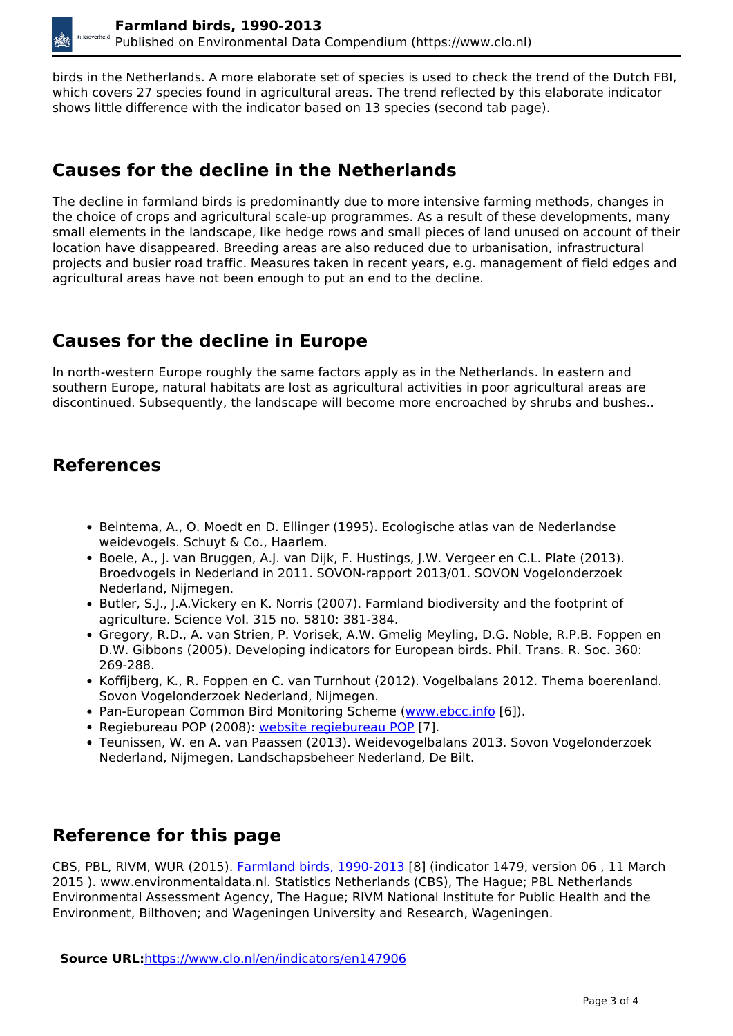birds in the Netherlands. A more elaborate set of species is used to check the trend of the Dutch FBI, which covers 27 species found in agricultural areas. The trend reflected by this elaborate indicator shows little difference with the indicator based on 13 species (second tab page).

## Causes for the decline in the Netherlands

The decline in farmland birds is predominantly due to more intensive farming methods, changes in the choice of crops and agricultural scale-up programmes. As a result of these developments, many small elements in the landscape, like hedge rows and small pieces of land unused on account of their location have disappeared. Breeding areas are also reduced due to urbanisation, infrastructural projects and busier road traffic. Measures taken in recent years, e.g. management of field edges and agricultural areas have not been enough to put an end to the decline.

## Causes for the decline in Europe

In north-western Europe roughly the same factors apply as in the Netherlands. In eastern and southern Europe, natural habitats are lost as agricultural activities in poor agricultural areas are discontinued. Subsequently, the landscape will become more encroached by shrubs and bushes..

## References

- Beintema, A., O. Moedt en D. Ellinger (1995). Ecologische atlas van de Nederlandse weidevogels. Schuyt & Co., Haarlem.
- Boele, A., J. van Bruggen, A.J. van Dijk, F. Hustings, J.W. Vergeer en C.L. Plate (2013). Broedvogels in Nederland in 2011. SOVON-rapport 2013/01. SOVON Vogelonderzoek Nederland, Nijmegen.
- Butler, S.J., J.A.Vickery en K. Norris (2007). Farmland biodiversity and the footprint of agriculture. Science Vol. 315 no. 5810: 381-384.
- Gregory, R.D., A. van Strien, P. Vorisek, A.W. Gmelig Meyling, D.G. Noble, R.P.B. Foppen en D.W. Gibbons (2005). Developing indicators for European birds. Phil. Trans. R. Soc. 360: 269-288.
- Koffijberg, K., R. Foppen en C. van Turnhout (2012). Vogelbalans 2012. Thema boerenland. Sovon Vogelonderzoek Nederland, Nijmegen.
- Pan-European Common Bird Monitoring Scheme (www.ebcc.info [6]).
- Regiebureau POP (2008): website regiebureau POP [7].
- Teunissen, W. en A. van Paassen (2013). Weidevogelbalans 2013. Sovon Vogelonderzoek Nederland, Nijmegen, Landschapsbeheer Nederland, De Bilt.

## Reference for this page

CBS, PBL, RIVM, WUR (2015). Farmland birds, 1990-2013 [8] (indicator 1479, version 06 , 11 March 2015 ). www.environmentaldata.nl. Statistics Netherlands (CBS), The Hague; PBL Netherlands Environmental Assessment Agency, The Hague; RIVM National Institute for Public Health and the Environment, Bilthoven; and Wageningen University and Research, Wageningen.

**Source URL:** https://www.clo.nl/en/indicators/en147906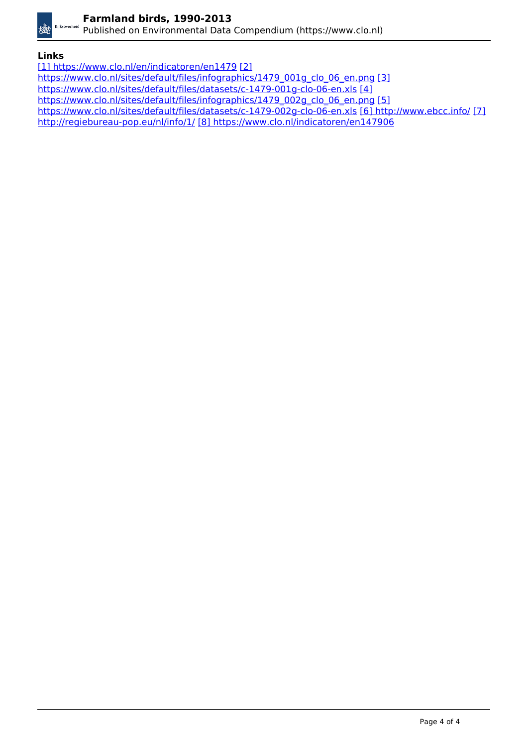**Links**

[1] https://www.clo.nl/en/indicatoren/en1479 [2] https://www.clo.nl/sites/default/files/infographics/1479_001g_clo_06_en.png [3] https://www.clo.nl/sites/default/files/datasets/c-1479-001g-clo-06-en.xls [4] https://www.clo.nl/sites/default/files/infographics/1479_002g_clo_06_en.png [5] https://www.clo.nl/sites/default/files/datasets/c-1479-002g-clo-06-en.xls [6] http://www.ebcc.info/ [7] http://regiebureau-pop.eu/nl/info/1/ [8] https://www.clo.nl/indicatoren/en147906